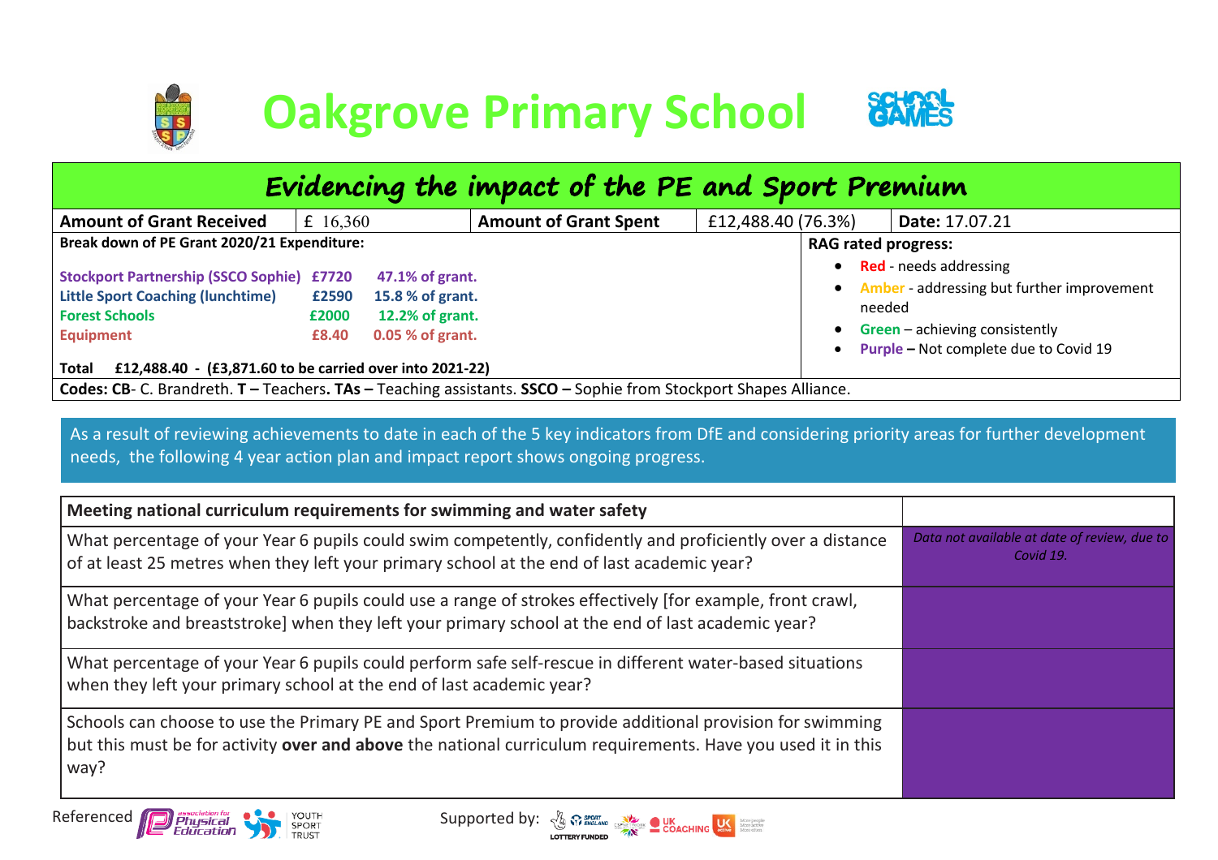# Oakgrove Primary School

## Evidencing the impact of the PE and Sport Premium

| **Amount of Grant Received** | £ 16,360 | **Amount of Grant Spent** | £12,488.40 (76.3%) | **Date:** 17.07.21 |
|---|---|---|---|---|

**Break down of PE Grant 2020/21 Expenditure:**

| | | |
|---|---|---|
| **Stockport Partnership (SSCO Sophie)** | **£7720** | **47.1% of grant.** |
| **Little Sport Coaching (lunchtime)** | **£2590** | **15.8 % of grant.** |
| **Forest Schools** | **£2000** | **12.2% of grant.** |
| **Equipment** | **£8.40** | **0.05 % of grant.** |

**Total £12,488.40 - (£3,871.60 to be carried over into 2021-22)**

**RAG rated progress:**

- **Red** - needs addressing
- **Amber** - addressing but further improvement needed
- **Green** – achieving consistently
- **Purple –** Not complete due to Covid 19

**Codes: CB**- C. Brandreth. **T –** Teachers**. TAs –** Teaching assistants. **SSCO –** Sophie from Stockport Shapes Alliance.

As a result of reviewing achievements to date in each of the 5 key indicators from DfE and considering priority areas for further development needs, the following 4 year action plan and impact report shows ongoing progress.

| **Meeting national curriculum requirements for swimming and water safety** | |
|---|---|
| What percentage of your Year 6 pupils could swim competently, confidently and proficiently over a distance of at least 25 metres when they left your primary school at the end of last academic year? | *Data not available at date of review, due to Covid 19.* |
| What percentage of your Year 6 pupils could use a range of strokes effectively [for example, front crawl, backstroke and breaststroke] when they left your primary school at the end of last academic year? | |
| What percentage of your Year 6 pupils could perform safe self-rescue in different water-based situations when they left your primary school at the end of last academic year? | |
| Schools can choose to use the Primary PE and Sport Premium to provide additional provision for swimming but this must be for activity **over and above** the national curriculum requirements. Have you used it in this way? | |

Referenced   Supported by: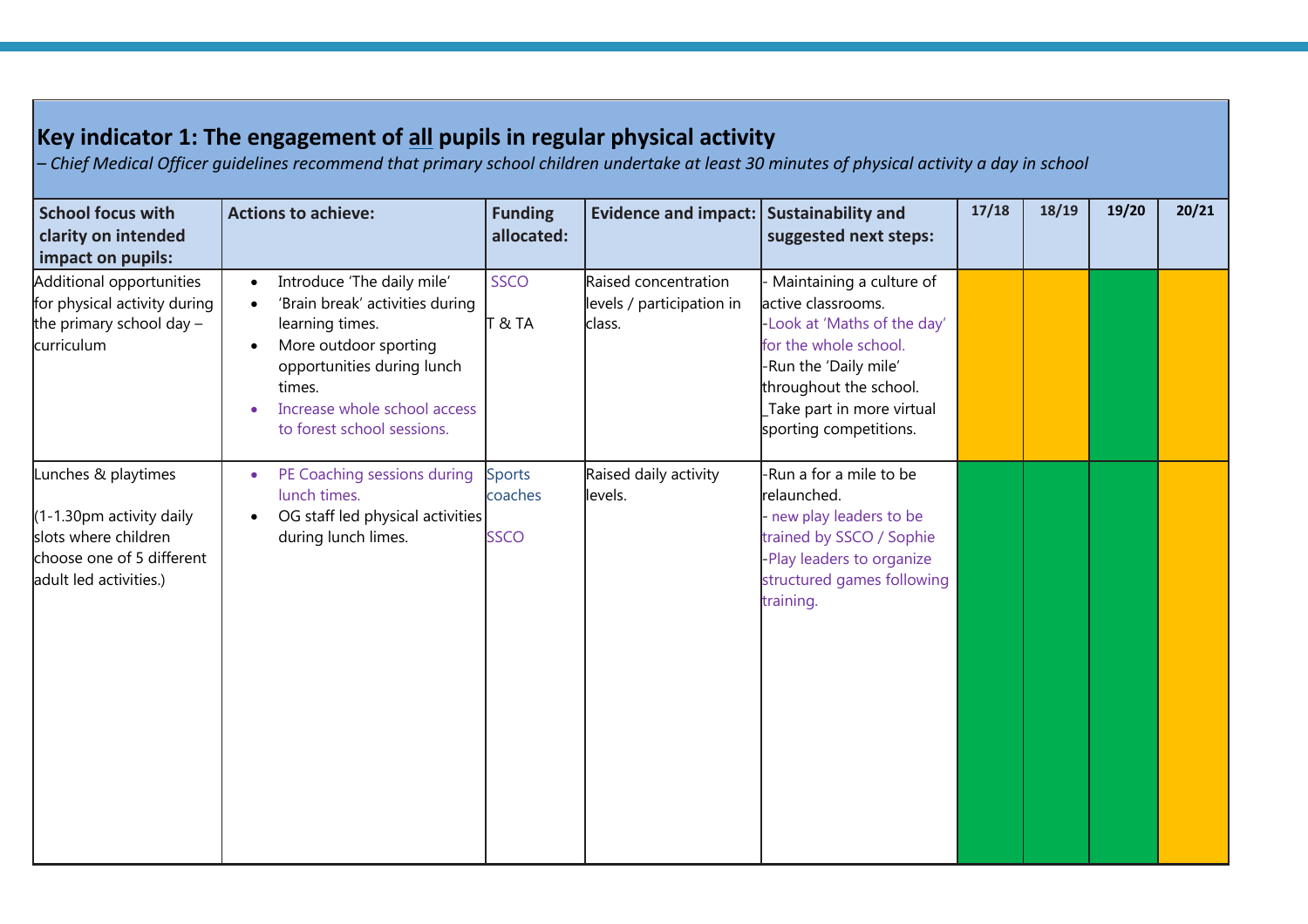## Key indicator 1: The engagement of all pupils in regular physical activity

*– Chief Medical Officer guidelines recommend that primary school children undertake at least 30 minutes of physical activity a day in school*

| School focus with clarity on intended impact on pupils: | Actions to achieve: | Funding allocated: | Evidence and impact: | Sustainability and suggested next steps: | 17/18 | 18/19 | 19/20 | 20/21 |
|---|---|---|---|---|---|---|---|---|
| Additional opportunities for physical activity during the primary school day – curriculum | • Introduce 'The daily mile'<br>• 'Brain break' activities during learning times.<br>• More outdoor sporting opportunities during lunch times.<br>• Increase whole school access to forest school sessions. | SSCO<br><br>T & TA | Raised concentration levels / participation in class. | - Maintaining a culture of active classrooms.<br>-Look at 'Maths of the day' for the whole school.<br>-Run the 'Daily mile' throughout the school.<br>_Take part in more virtual sporting competitions. | | | | |
| Lunches & playtimes<br><br>(1-1.30pm activity daily slots where children choose one of 5 different adult led activities.) | • PE Coaching sessions during lunch times.<br>• OG staff led physical activities during lunch limes. | Sports coaches<br><br>SSCO | Raised daily activity levels. | -Run a for a mile to be relaunched.<br>- new play leaders to be trained by SSCO / Sophie<br>-Play leaders to organize structured games following training. | | | | |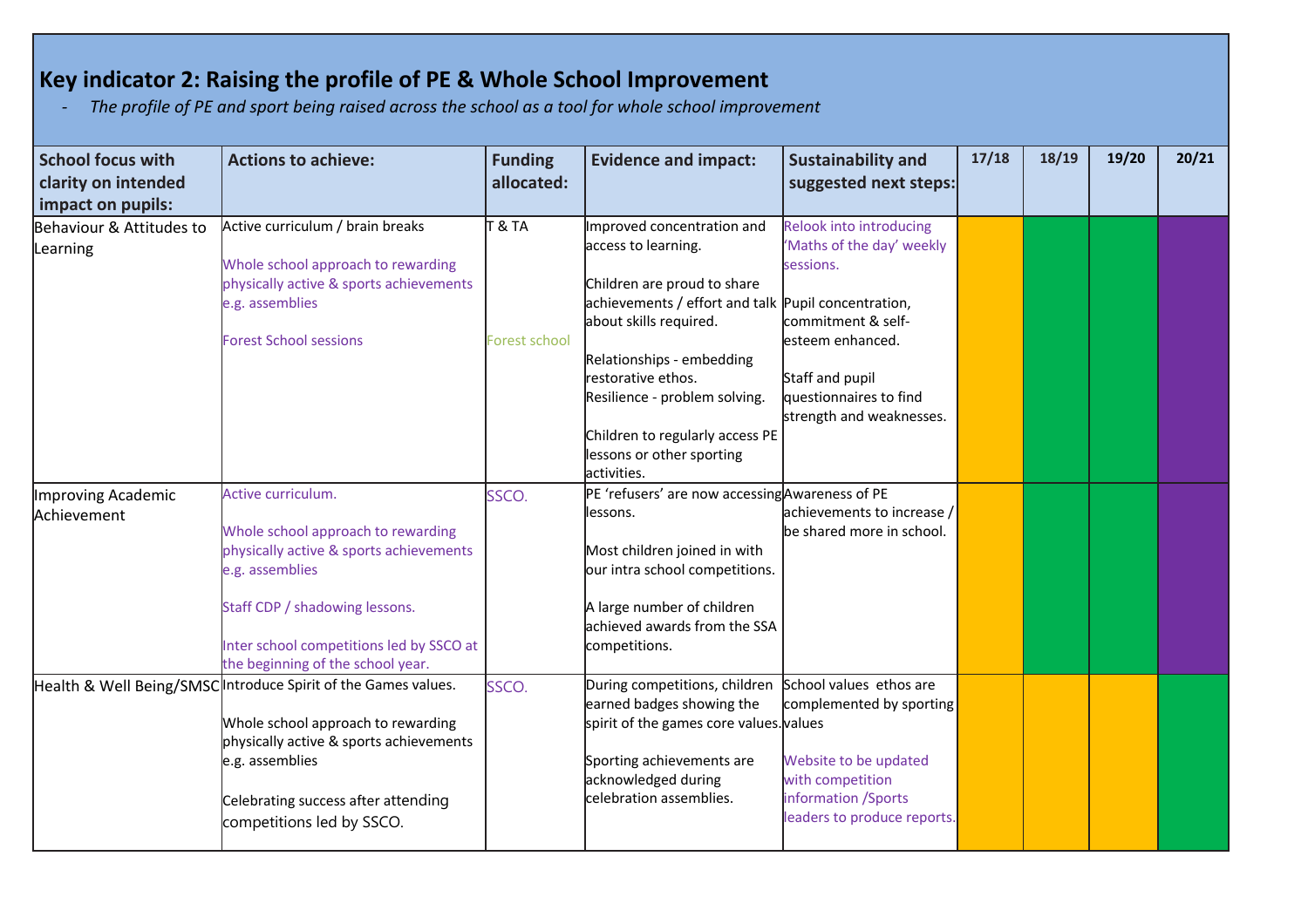## Key indicator 2: Raising the profile of PE & Whole School Improvement

- *The profile of PE and sport being raised across the school as a tool for whole school improvement*

| School focus with clarity on intended impact on pupils: | Actions to achieve: | Funding allocated: | Evidence and impact: | Sustainability and suggested next steps: | 17/18 | 18/19 | 19/20 | 20/21 |
|---|---|---|---|---|---|---|---|---|
| Behaviour & Attitudes to Learning | Active curriculum / brain breaks<br><br>Whole school approach to rewarding physically active & sports achievements e.g. assemblies<br><br>Forest School sessions | T & TA<br><br>Forest school | Improved concentration and access to learning.<br><br>Children are proud to share achievements / effort and talk about skills required.<br><br>Relationships - embedding restorative ethos.<br>Resilience - problem solving.<br><br>Children to regularly access PE lessons or other sporting activities. | Relook into introducing 'Maths of the day' weekly sessions.<br><br>Pupil concentration, commitment & self-esteem enhanced.<br><br>Staff and pupil questionnaires to find strength and weaknesses. | | | | |
| Improving Academic Achievement | Active curriculum.<br><br>Whole school approach to rewarding physically active & sports achievements e.g. assemblies<br><br>Staff CDP / shadowing lessons.<br><br>Inter school competitions led by SSCO at the beginning of the school year. | SSCO. | PE 'refusers' are now accessing lessons.<br><br>Most children joined in with our intra school competitions.<br><br>A large number of children achieved awards from the SSA competitions. | Awareness of PE achievements to increase / be shared more in school. | | | | |
| Health & Well Being/SMSC | Introduce Spirit of the Games values.<br><br>Whole school approach to rewarding physically active & sports achievements e.g. assemblies<br><br>Celebrating success after attending competitions led by SSCO. | SSCO. | During competitions, children earned badges showing the spirit of the games core values.<br><br>Sporting achievements are acknowledged during celebration assemblies. | School values ethos are complemented by sporting values<br><br>Website to be updated with competition information /Sports leaders to produce reports. | | | | |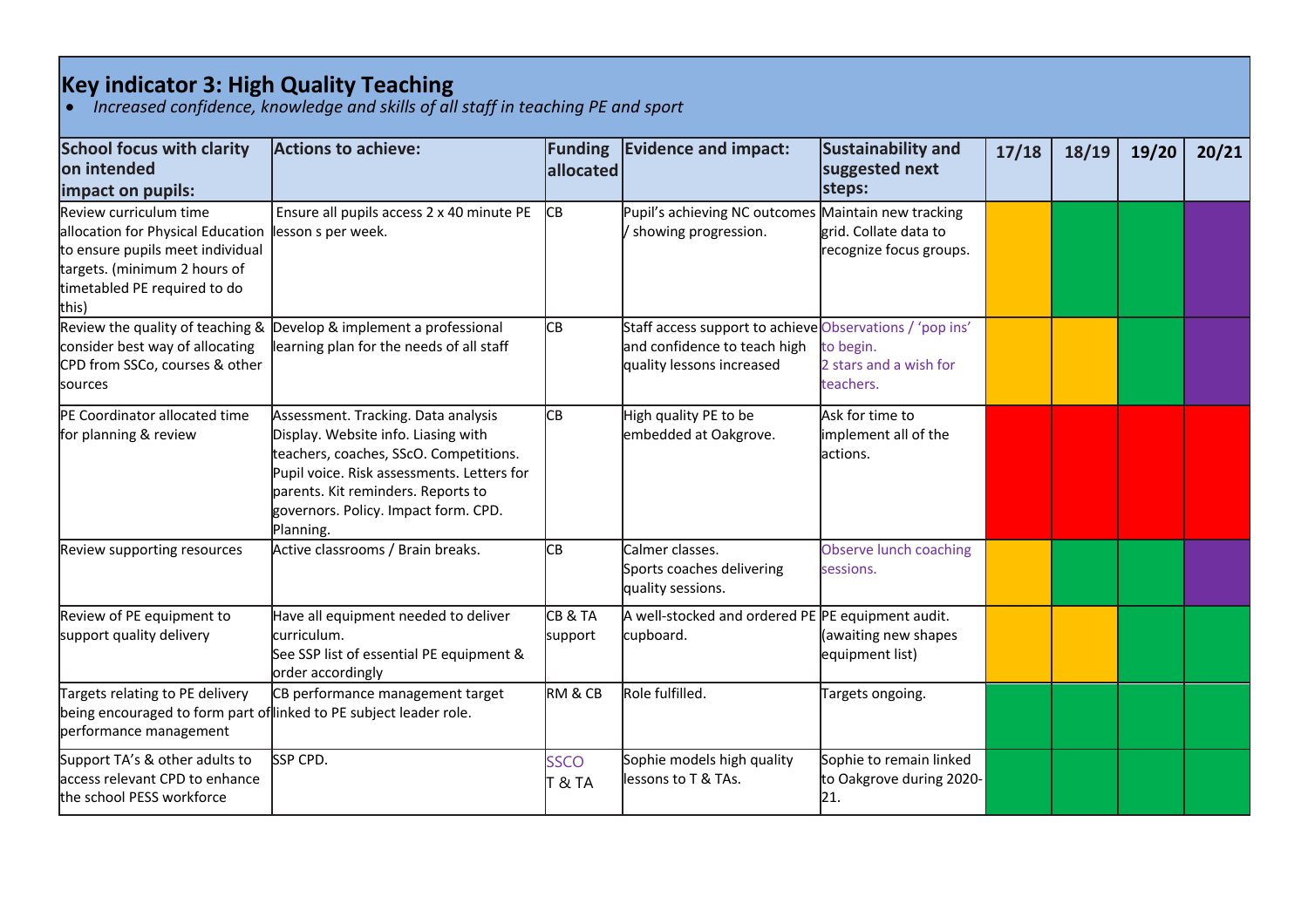## Key indicator 3: High Quality Teaching

- *Increased confidence, knowledge and skills of all staff in teaching PE and sport*

| School focus with clarity on intended impact on pupils: | Actions to achieve: | Funding allocated | Evidence and impact: | Sustainability and suggested next steps: | 17/18 | 18/19 | 19/20 | 20/21 |
|---|---|---|---|---|---|---|---|---|
| Review curriculum time allocation for Physical Education to ensure pupils meet individual targets. (minimum 2 hours of timetabled PE required to do this) | Ensure all pupils access 2 x 40 minute PE lesson s per week. | CB | Pupil's achieving NC outcomes / showing progression. | Maintain new tracking grid. Collate data to recognize focus groups. | | | | |
| Review the quality of teaching & consider best way of allocating CPD from SSCo, courses & other sources | Develop & implement a professional learning plan for the needs of all staff | CB | Staff access support to achieve and confidence to teach high quality lessons increased | Observations / 'pop ins' to begin. 2 stars and a wish for teachers. | | | | |
| PE Coordinator allocated time for planning & review | Assessment. Tracking. Data analysis Display. Website info. Liasing with teachers, coaches, SScO. Competitions. Pupil voice. Risk assessments. Letters for parents. Kit reminders. Reports to governors. Policy. Impact form. CPD. Planning. | CB | High quality PE to be embedded at Oakgrove. | Ask for time to implement all of the actions. | | | | |
| Review supporting resources | Active classrooms / Brain breaks. | CB | Calmer classes. Sports coaches delivering quality sessions. | Observe lunch coaching sessions. | | | | |
| Review of PE equipment to support quality delivery | Have all equipment needed to deliver curriculum. See SSP list of essential PE equipment & order accordingly | CB & TA support | A well-stocked and ordered PE cupboard. | PE equipment audit. (awaiting new shapes equipment list) | | | | |
| Targets relating to PE delivery being encouraged to form part of performance management | CB performance management target linked to PE subject leader role. | RM & CB | Role fulfilled. | Targets ongoing. | | | | |
| Support TA's & other adults to access relevant CPD to enhance the school PESS workforce | SSP CPD. | SSCO T & TA | Sophie models high quality lessons to T & TAs. | Sophie to remain linked to Oakgrove during 2020-21. | | | | |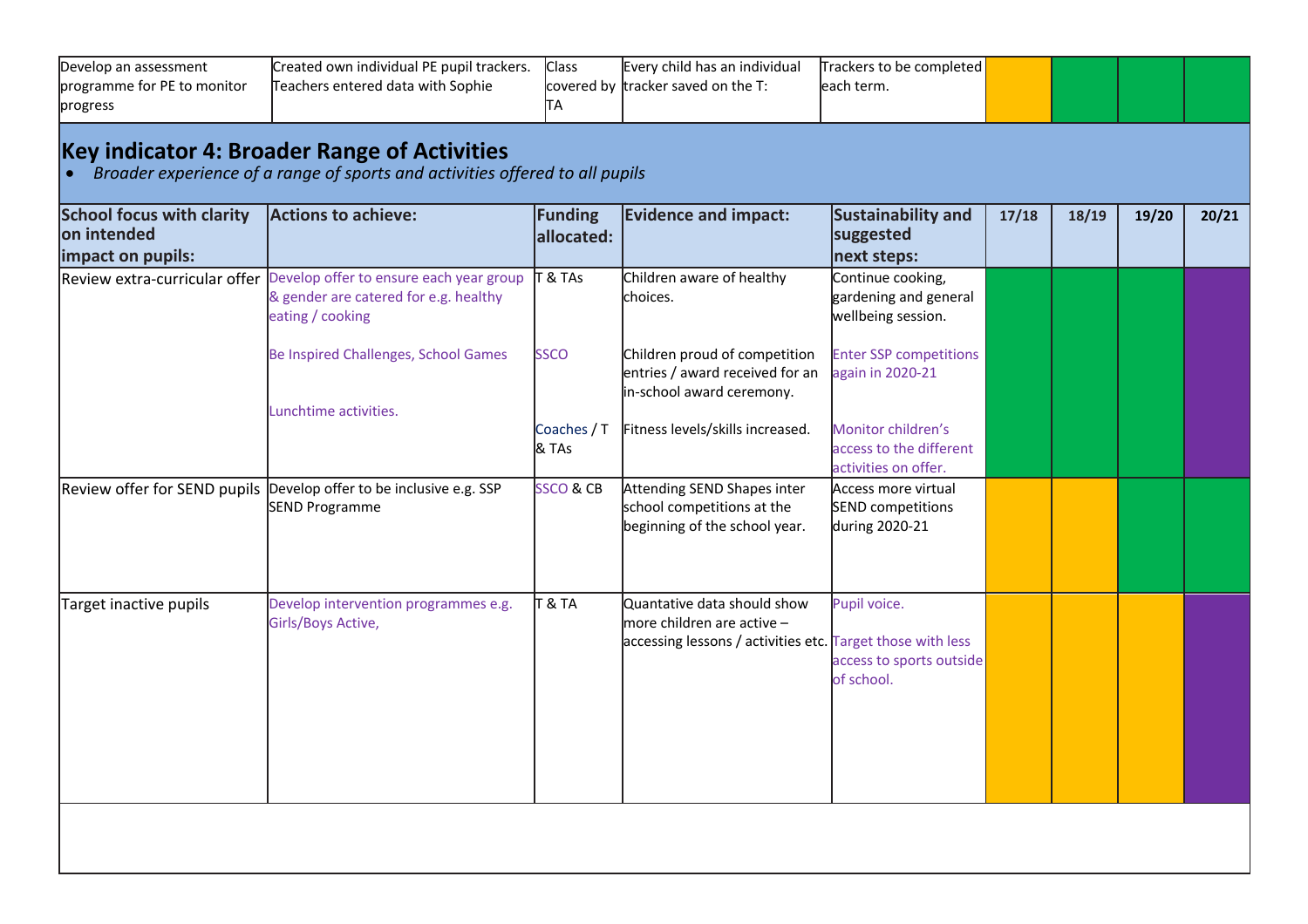| Develop an assessment programme for PE to monitor progress | Created own individual PE pupil trackers. Teachers entered data with Sophie | Class covered by TA | Every child has an individual tracker saved on the T: | Trackers to be completed each term. | | | | |
|---|---|---|---|---|---|---|---|---|

## Key indicator 4: Broader Range of Activities

- *Broader experience of a range of sports and activities offered to all pupils*

| School focus with clarity on intended impact on pupils: | Actions to achieve: | Funding allocated: | Evidence and impact: | Sustainability and suggested next steps: | 17/18 | 18/19 | 19/20 | 20/21 |
|---|---|---|---|---|---|---|---|---|
| Review extra-curricular offer | Develop offer to ensure each year group & gender are catered for e.g. healthy eating / cooking<br><br>Be Inspired Challenges, School Games<br><br>Lunchtime activities. | T & TAs<br><br>SSCO<br><br>Coaches / T & TAs | Children aware of healthy choices.<br><br>Children proud of competition entries / award received for an in-school award ceremony.<br><br>Fitness levels/skills increased. | Continue cooking, gardening and general wellbeing session.<br><br>Enter SSP competitions again in 2020-21<br><br>Monitor children's access to the different activities on offer. | | | | |
| Review offer for SEND pupils | Develop offer to be inclusive e.g. SSP SEND Programme | SSCO & CB | Attending SEND Shapes inter school competitions at the beginning of the school year. | Access more virtual SEND competitions during 2020-21 | | | | |
| Target inactive pupils | Develop intervention programmes e.g. Girls/Boys Active, | T & TA | Quantative data should show more children are active – accessing lessons / activities etc. | Pupil voice.<br><br>Target those with less access to sports outside of school. | | | | |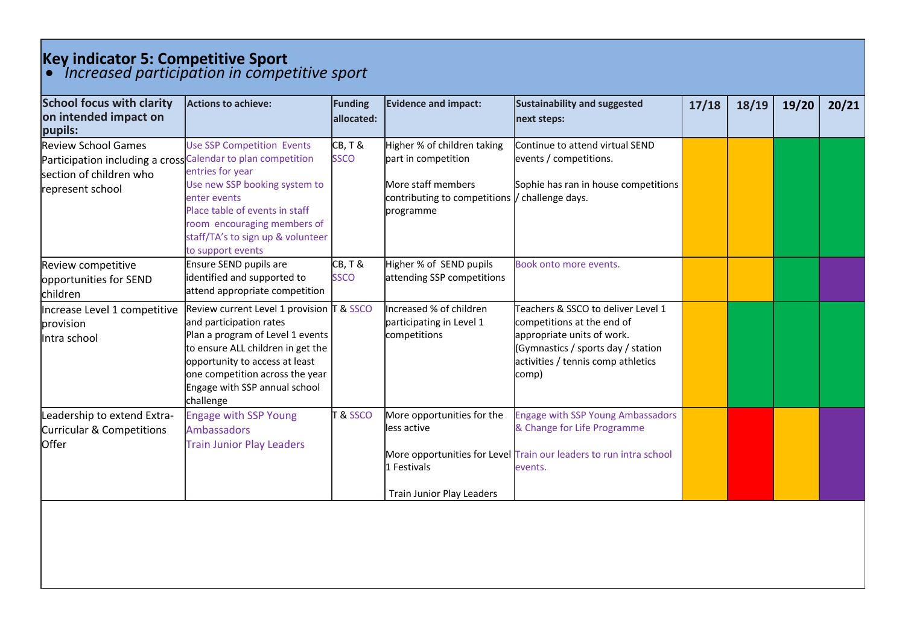# Key indicator 5: Competitive Sport

- *Increased participation in competitive sport*

| School focus with clarity on intended impact on pupils: | Actions to achieve: | Funding allocated: | Evidence and impact: | Sustainability and suggested next steps: | 17/18 | 18/19 | 19/20 | 20/21 |
|---|---|---|---|---|---|---|---|---|
| Review School Games Participation including a cross section of children who represent school | Use SSP Competition Events Calendar to plan competition entries for year<br>Use new SSP booking system to enter events<br>Place table of events in staff room encouraging members of staff/TA's to sign up & volunteer to support events | CB, T & SSCO | Higher % of children taking part in competition<br><br>More staff members contributing to competitions programme | Continue to attend virtual SEND events / competitions.<br><br>Sophie has ran in house competitions / challenge days. | | | | |
| Review competitive opportunities for SEND children | Ensure SEND pupils are identified and supported to attend appropriate competition | CB, T & SSCO | Higher % of SEND pupils attending SSP competitions | Book onto more events. | | | | |
| Increase Level 1 competitive provision<br>Intra school | Review current Level 1 provision and participation rates<br>Plan a program of Level 1 events to ensure ALL children in get the opportunity to access at least one competition across the year<br>Engage with SSP annual school challenge | T & SSCO | Increased % of children participating in Level 1 competitions | Teachers & SSCO to deliver Level 1 competitions at the end of appropriate units of work. (Gymnastics / sports day / station activities / tennis comp athletics comp) | | | | |
| Leadership to extend Extra-Curricular & Competitions Offer | Engage with SSP Young Ambassadors<br>Train Junior Play Leaders | T & SSCO | More opportunities for the less active<br><br>More opportunities for Level 1 Festivals<br><br>Train Junior Play Leaders | Engage with SSP Young Ambassadors & Change for Life Programme<br><br>Train our leaders to run intra school events. | | | | |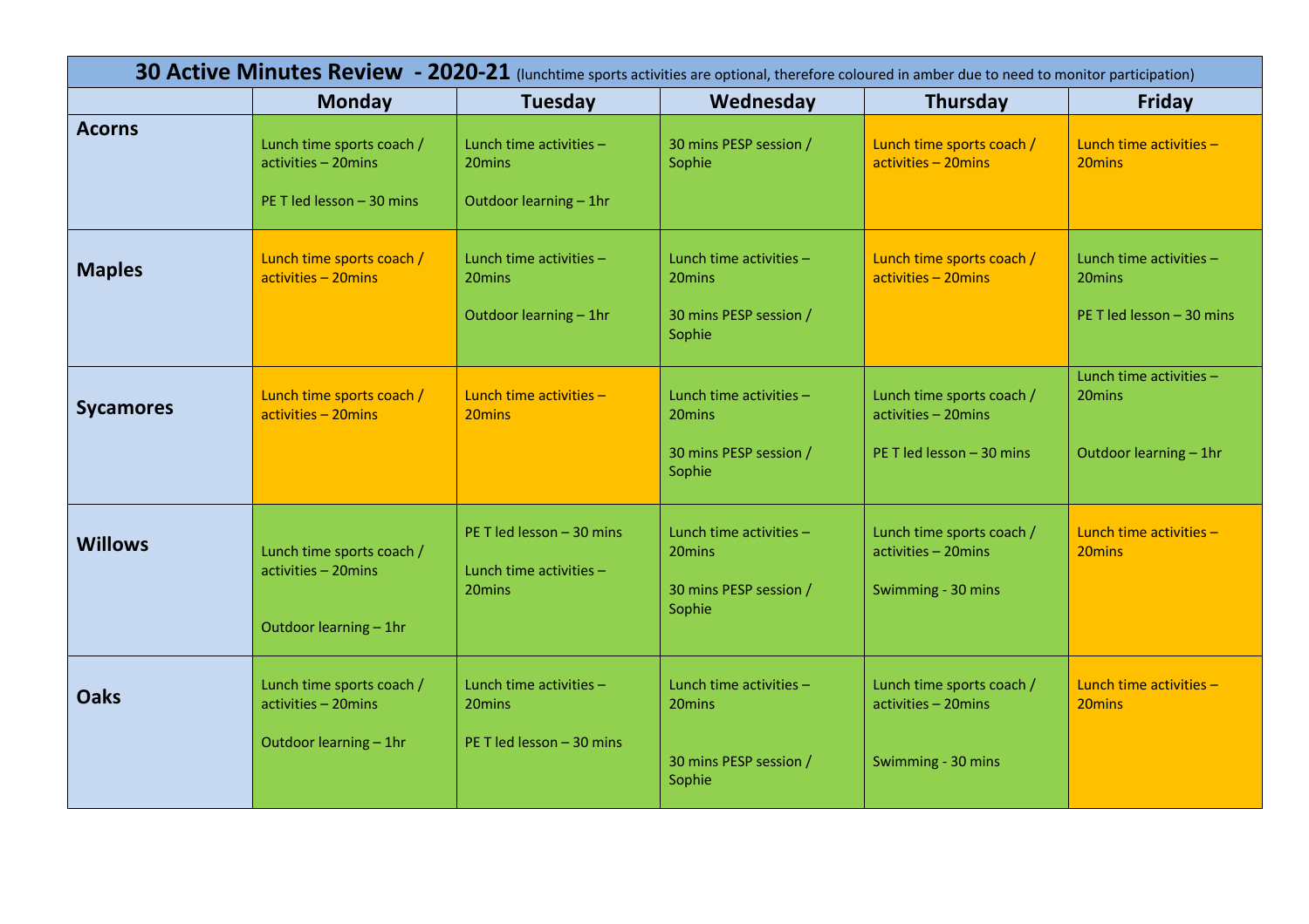| **30 Active Minutes Review - 2020-21** (lunchtime sports activities are optional, therefore coloured in amber due to need to monitor participation) | | | | | |
|---|---|---|---|---|---|
| | **Monday** | **Tuesday** | **Wednesday** | **Thursday** | **Friday** |
| **Acorns** | Lunch time sports coach / activities – 20mins<br><br>PE T led lesson – 30 mins | Lunch time activities – 20mins<br><br>Outdoor learning – 1hr | 30 mins PESP session / Sophie | Lunch time sports coach / activities – 20mins | Lunch time activities – 20mins |
| **Maples** | Lunch time sports coach / activities – 20mins | Lunch time activities – 20mins<br><br>Outdoor learning – 1hr | Lunch time activities – 20mins<br><br>30 mins PESP session / Sophie | Lunch time sports coach / activities – 20mins | Lunch time activities – 20mins<br><br>PE T led lesson – 30 mins |
| **Sycamores** | Lunch time sports coach / activities – 20mins | Lunch time activities – 20mins | Lunch time activities – 20mins<br><br>30 mins PESP session / Sophie | Lunch time sports coach / activities – 20mins<br><br>PE T led lesson – 30 mins | Lunch time activities – 20mins<br><br>Outdoor learning – 1hr |
| **Willows** | Lunch time sports coach / activities – 20mins<br><br>Outdoor learning – 1hr | PE T led lesson – 30 mins<br><br>Lunch time activities – 20mins | Lunch time activities – 20mins<br><br>30 mins PESP session / Sophie | Lunch time sports coach / activities – 20mins<br><br>Swimming - 30 mins | Lunch time activities – 20mins |
| **Oaks** | Lunch time sports coach / activities – 20mins<br><br>Outdoor learning – 1hr | Lunch time activities – 20mins<br><br>PE T led lesson – 30 mins | Lunch time activities – 20mins<br><br>30 mins PESP session / Sophie | Lunch time sports coach / activities – 20mins<br><br>Swimming - 30 mins | Lunch time activities – 20mins |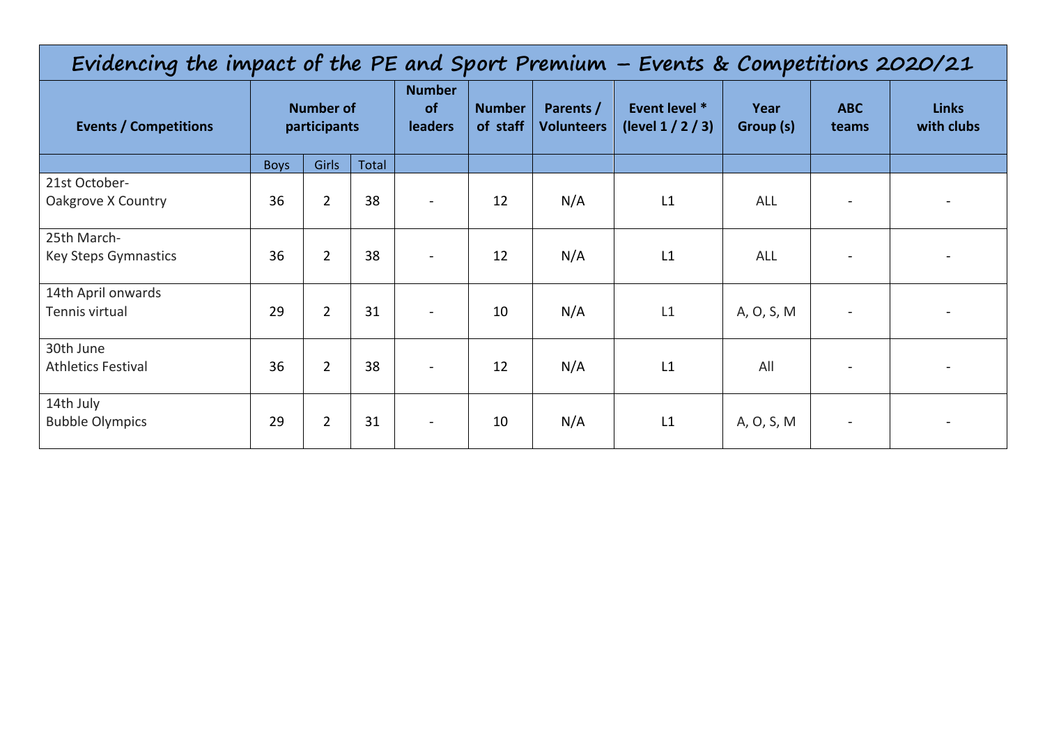# Evidencing the impact of the PE and Sport Premium – Events & Competitions 2020/21

| Events / Competitions | Number of participants | | | Number of leaders | Number of staff | Parents / Volunteers | Event level * (level 1 / 2 / 3) | Year Group (s) | ABC teams | Links with clubs |
|---|---|---|---|---|---|---|---|---|---|---|
| | Boys | Girls | Total | | | | | | | |
| 21st October- Oakgrove X Country | 36 | 2 | 38 | - | 12 | N/A | L1 | ALL | - | - |
| 25th March- Key Steps Gymnastics | 36 | 2 | 38 | - | 12 | N/A | L1 | ALL | - | - |
| 14th April onwards Tennis virtual | 29 | 2 | 31 | - | 10 | N/A | L1 | A, O, S, M | - | - |
| 30th June Athletics Festival | 36 | 2 | 38 | - | 12 | N/A | L1 | All | - | - |
| 14th July Bubble Olympics | 29 | 2 | 31 | - | 10 | N/A | L1 | A, O, S, M | - | - |